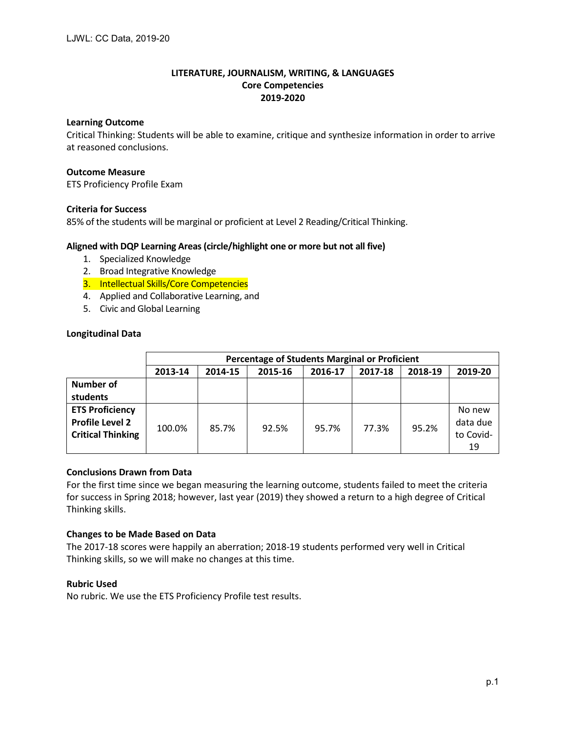# LITERATURE, JOURNALISM, WRITING, & LANGUAGES
## Core Competencies
## 2019-2020

**Learning Outcome**

Critical Thinking: Students will be able to examine, critique and synthesize information in order to arrive at reasoned conclusions.

**Outcome Measure**

ETS Proficiency Profile Exam

**Criteria for Success**

85% of the students will be marginal or proficient at Level 2 Reading/Critical Thinking.

**Aligned with DQP Learning Areas (circle/highlight one or more but not all five)**

1. Specialized Knowledge
2. Broad Integrative Knowledge
3. Intellectual Skills/Core Competencies
4. Applied and Collaborative Learning, and
5. Civic and Global Learning

**Longitudinal Data**

| | **Percentage of Students Marginal or Proficient** | | | | | | |
|---|---|---|---|---|---|---|---|
| | **2013-14** | **2014-15** | **2015-16** | **2016-17** | **2017-18** | **2018-19** | **2019-20** |
| **Number of students** | | | | | | | |
| **ETS Proficiency Profile Level 2 Critical Thinking** | 100.0% | 85.7% | 92.5% | 95.7% | 77.3% | 95.2% | No new data due to Covid-19 |

**Conclusions Drawn from Data**

For the first time since we began measuring the learning outcome, students failed to meet the criteria for success in Spring 2018; however, last year (2019) they showed a return to a high degree of Critical Thinking skills.

**Changes to be Made Based on Data**

The 2017-18 scores were happily an aberration; 2018-19 students performed very well in Critical Thinking skills, so we will make no changes at this time.

**Rubric Used**

No rubric. We use the ETS Proficiency Profile test results.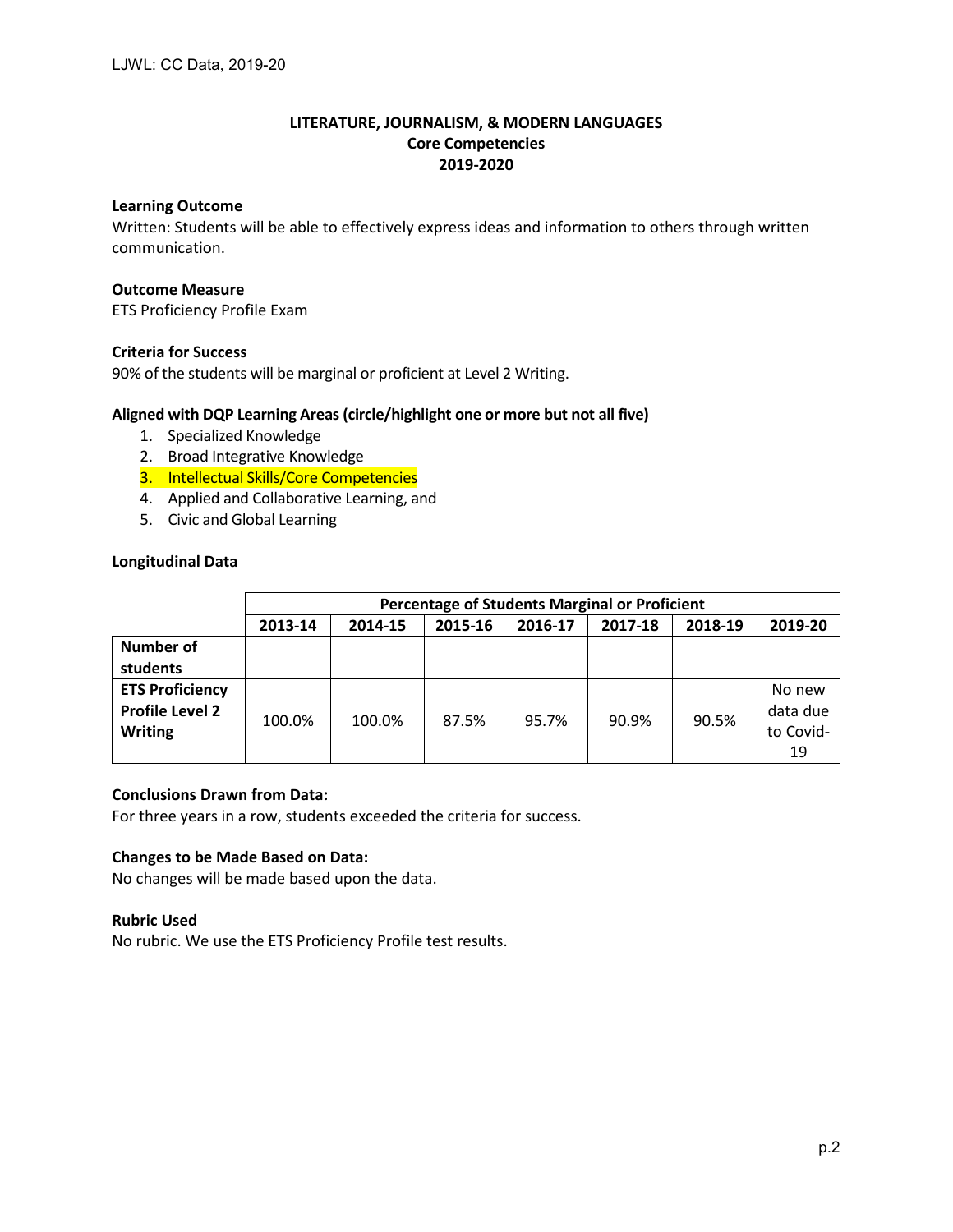# LITERATURE, JOURNALISM, & MODERN LANGUAGES
## Core Competencies
## 2019-2020

**Learning Outcome**
Written: Students will be able to effectively express ideas and information to others through written communication.

**Outcome Measure**
ETS Proficiency Profile Exam

**Criteria for Success**
90% of the students will be marginal or proficient at Level 2 Writing.

**Aligned with DQP Learning Areas (circle/highlight one or more but not all five)**

1. Specialized Knowledge
2. Broad Integrative Knowledge
3. Intellectual Skills/Core Competencies
4. Applied and Collaborative Learning, and
5. Civic and Global Learning

**Longitudinal Data**

| | Percentage of Students Marginal or Proficient | | | | | | |
|---|---|---|---|---|---|---|---|
| | 2013-14 | 2014-15 | 2015-16 | 2016-17 | 2017-18 | 2018-19 | 2019-20 |
| **Number of students** | | | | | | | |
| **ETS Proficiency Profile Level 2 Writing** | 100.0% | 100.0% | 87.5% | 95.7% | 90.9% | 90.5% | No new data due to Covid-19 |

**Conclusions Drawn from Data:**
For three years in a row, students exceeded the criteria for success.

**Changes to be Made Based on Data:**
No changes will be made based upon the data.

**Rubric Used**
No rubric. We use the ETS Proficiency Profile test results.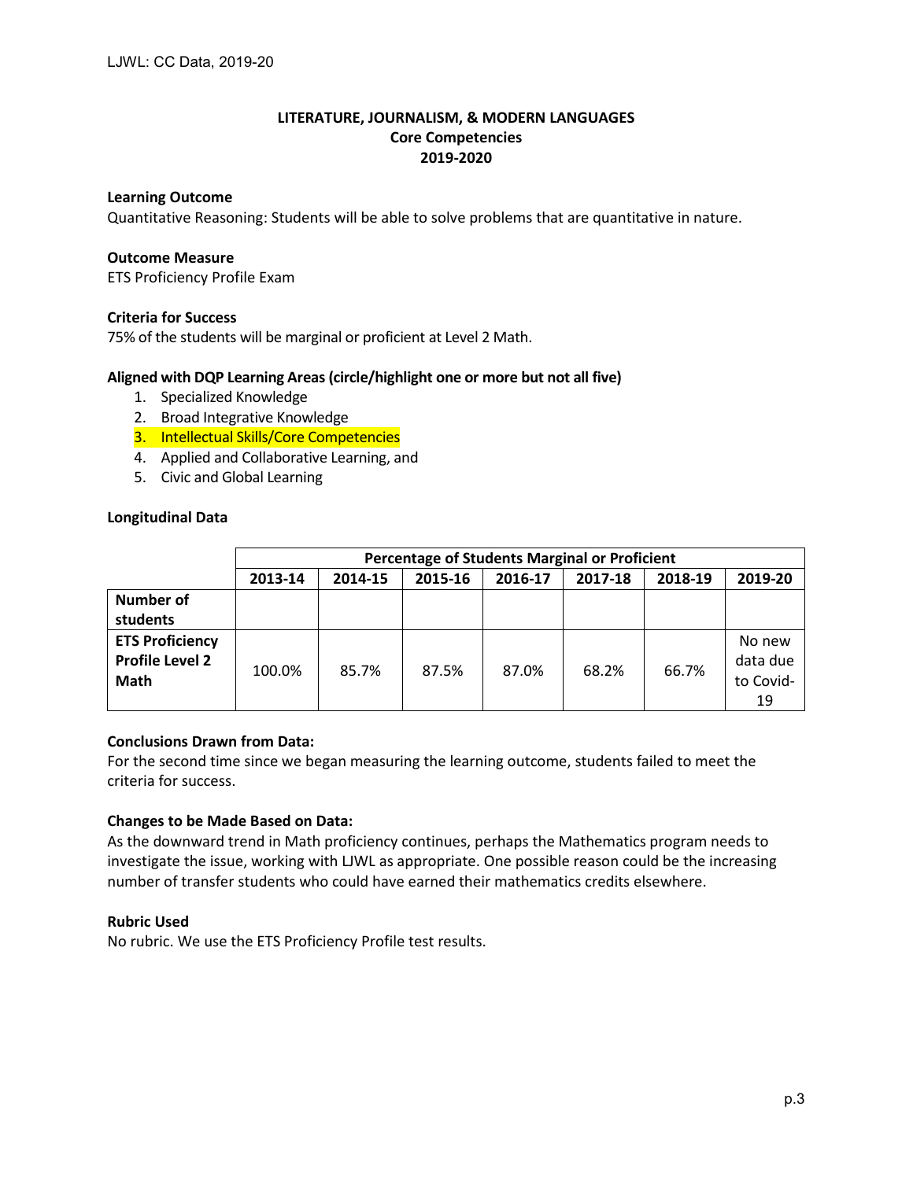**LITERATURE, JOURNALISM, & MODERN LANGUAGES**
**Core Competencies**
**2019-2020**

**Learning Outcome**
Quantitative Reasoning: Students will be able to solve problems that are quantitative in nature.

**Outcome Measure**
ETS Proficiency Profile Exam

**Criteria for Success**
75% of the students will be marginal or proficient at Level 2 Math.

**Aligned with DQP Learning Areas (circle/highlight one or more but not all five)**

1. Specialized Knowledge
2. Broad Integrative Knowledge
3. Intellectual Skills/Core Competencies
4. Applied and Collaborative Learning, and
5. Civic and Global Learning

**Longitudinal Data**

| | Percentage of Students Marginal or Proficient | | | | | | |
|---|---|---|---|---|---|---|---|
| | 2013-14 | 2014-15 | 2015-16 | 2016-17 | 2017-18 | 2018-19 | 2019-20 |
| **Number of students** | | | | | | | |
| **ETS Proficiency Profile Level 2 Math** | 100.0% | 85.7% | 87.5% | 87.0% | 68.2% | 66.7% | No new data due to Covid-19 |

**Conclusions Drawn from Data:**
For the second time since we began measuring the learning outcome, students failed to meet the criteria for success.

**Changes to be Made Based on Data:**
As the downward trend in Math proficiency continues, perhaps the Mathematics program needs to investigate the issue, working with LJWL as appropriate. One possible reason could be the increasing number of transfer students who could have earned their mathematics credits elsewhere.

**Rubric Used**
No rubric. We use the ETS Proficiency Profile test results.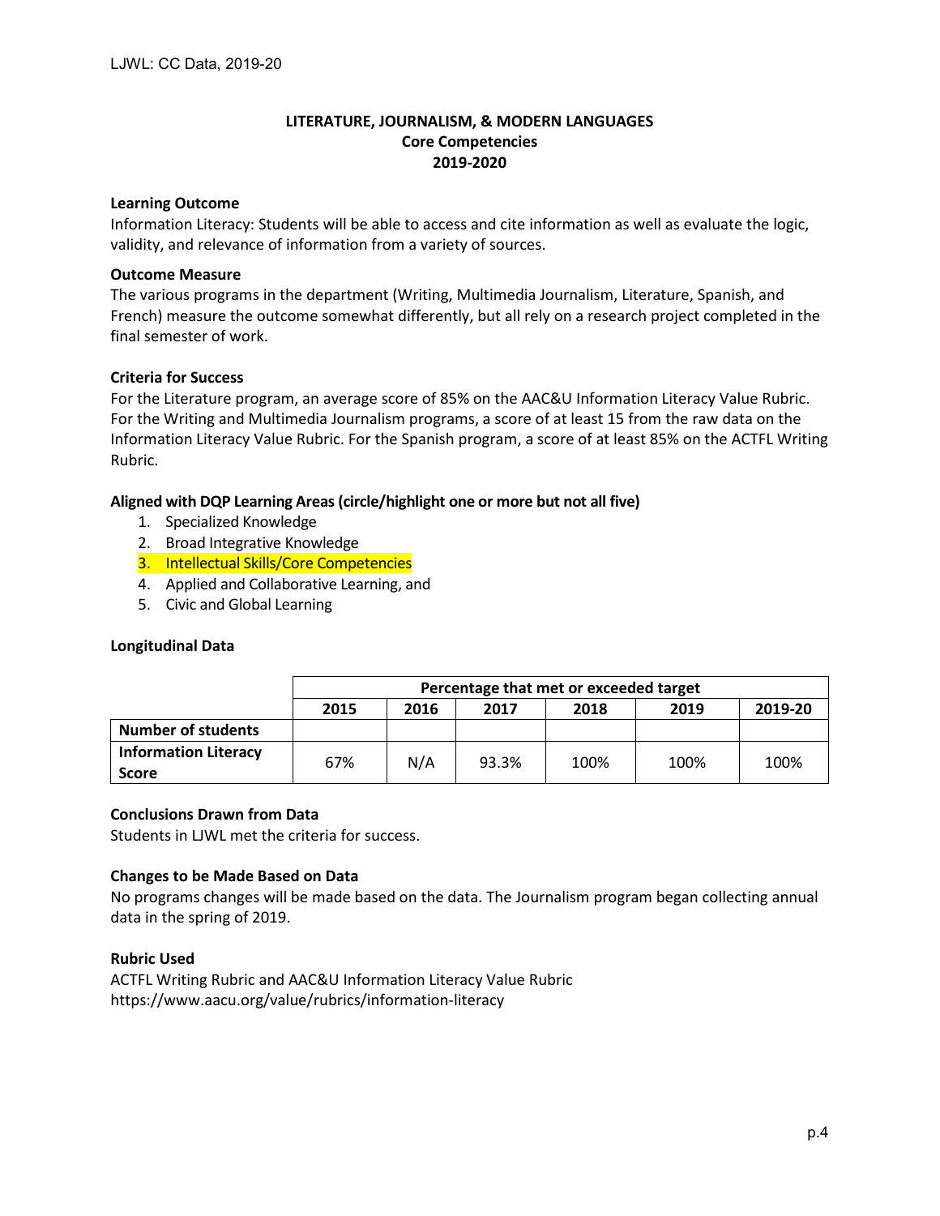# LITERATURE, JOURNALISM, & MODERN LANGUAGES
## Core Competencies
## 2019-2020

**Learning Outcome**

Information Literacy: Students will be able to access and cite information as well as evaluate the logic, validity, and relevance of information from a variety of sources.

**Outcome Measure**

The various programs in the department (Writing, Multimedia Journalism, Literature, Spanish, and French) measure the outcome somewhat differently, but all rely on a research project completed in the final semester of work.

**Criteria for Success**

For the Literature program, an average score of 85% on the AAC&U Information Literacy Value Rubric. For the Writing and Multimedia Journalism programs, a score of at least 15 from the raw data on the Information Literacy Value Rubric. For the Spanish program, a score of at least 85% on the ACTFL Writing Rubric.

**Aligned with DQP Learning Areas (circle/highlight one or more but not all five)**

1. Specialized Knowledge
2. Broad Integrative Knowledge
3. Intellectual Skills/Core Competencies
4. Applied and Collaborative Learning, and
5. Civic and Global Learning

**Longitudinal Data**

| | Percentage that met or exceeded target | | | | | |
|---|---|---|---|---|---|---|
| | 2015 | 2016 | 2017 | 2018 | 2019 | 2019-20 |
| **Number of students** | | | | | | |
| **Information Literacy Score** | 67% | N/A | 93.3% | 100% | 100% | 100% |

**Conclusions Drawn from Data**

Students in LJWL met the criteria for success.

**Changes to be Made Based on Data**

No programs changes will be made based on the data. The Journalism program began collecting annual data in the spring of 2019.

**Rubric Used**

ACTFL Writing Rubric and AAC&U Information Literacy Value Rubric
https://www.aacu.org/value/rubrics/information-literacy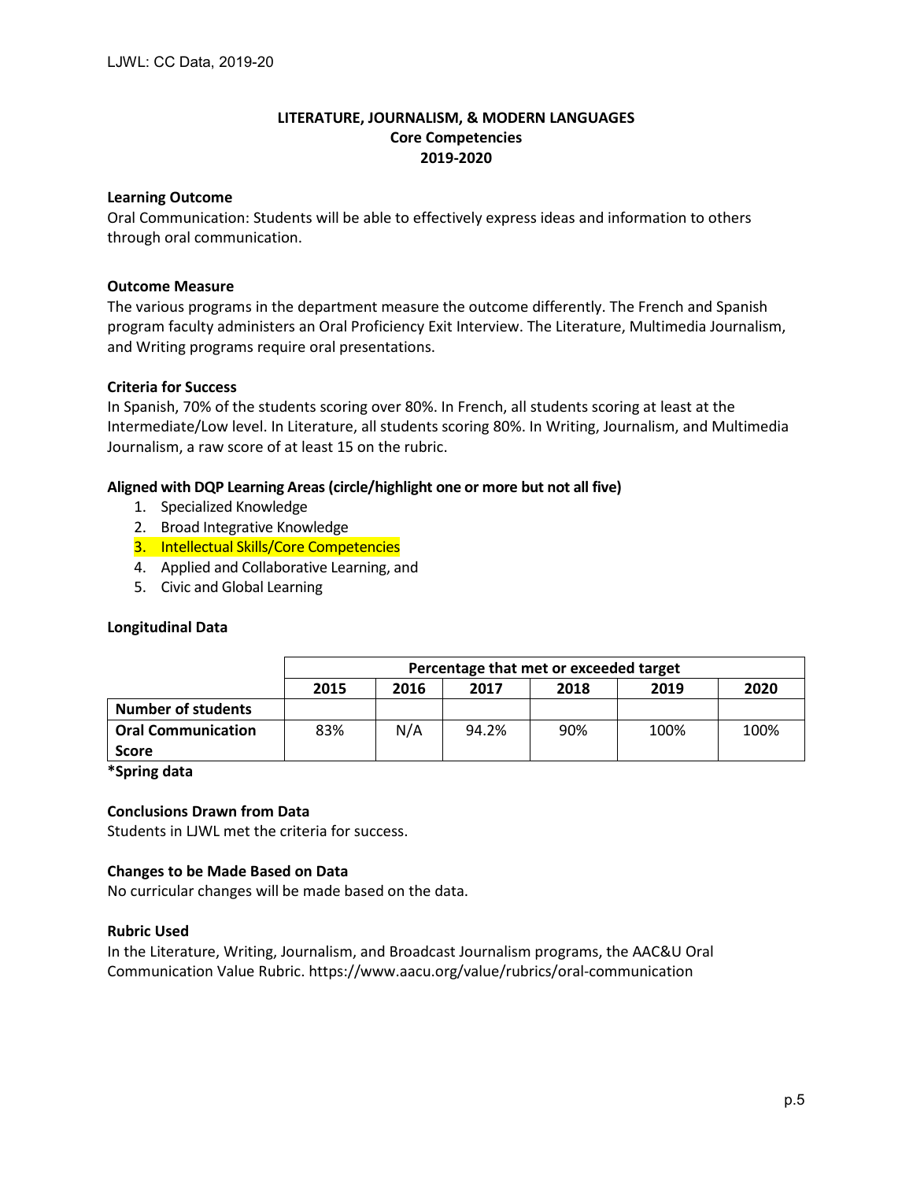# LITERATURE, JOURNALISM, & MODERN LANGUAGES
## Core Competencies
## 2019-2020

**Learning Outcome**

Oral Communication: Students will be able to effectively express ideas and information to others through oral communication.

**Outcome Measure**

The various programs in the department measure the outcome differently. The French and Spanish program faculty administers an Oral Proficiency Exit Interview. The Literature, Multimedia Journalism, and Writing programs require oral presentations.

**Criteria for Success**

In Spanish, 70% of the students scoring over 80%. In French, all students scoring at least at the Intermediate/Low level. In Literature, all students scoring 80%. In Writing, Journalism, and Multimedia Journalism, a raw score of at least 15 on the rubric.

**Aligned with DQP Learning Areas (circle/highlight one or more but not all five)**

1. Specialized Knowledge
2. Broad Integrative Knowledge
3. Intellectual Skills/Core Competencies
4. Applied and Collaborative Learning, and
5. Civic and Global Learning

**Longitudinal Data**

| | Percentage that met or exceeded target | | | | | |
|---|---|---|---|---|---|---|
| | 2015 | 2016 | 2017 | 2018 | 2019 | 2020 |
| **Number of students** | | | | | | |
| **Oral Communication Score** | 83% | N/A | 94.2% | 90% | 100% | 100% |

***Spring data**

**Conclusions Drawn from Data**

Students in LJWL met the criteria for success.

**Changes to be Made Based on Data**

No curricular changes will be made based on the data.

**Rubric Used**

In the Literature, Writing, Journalism, and Broadcast Journalism programs, the AAC&U Oral Communication Value Rubric. https://www.aacu.org/value/rubrics/oral-communication